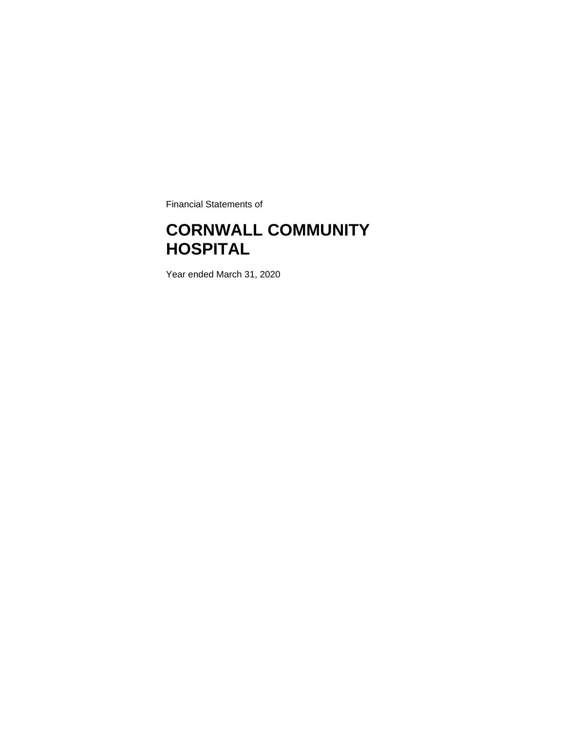Financial Statements of

# CORNWALL COMMUNITY HOSPITAL

Year ended March 31, 2020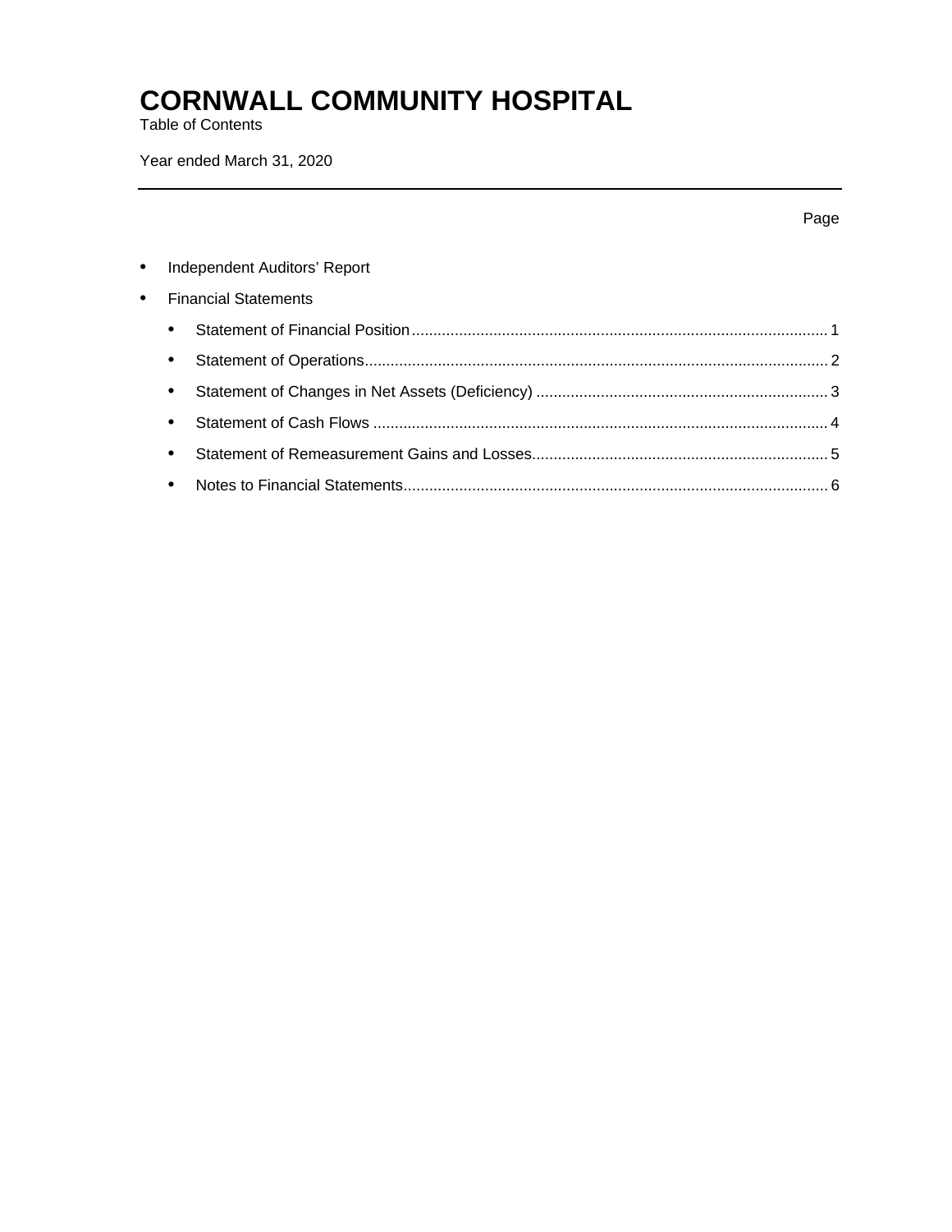# CORNWALL COMMUNITY HOSPITAL

Table of Contents

Year ended March 31, 2020

| | Page |
|---|---|
| - Independent Auditors' Report | |
| - Financial Statements | |
|   - Statement of Financial Position | 1 |
|   - Statement of Operations | 2 |
|   - Statement of Changes in Net Assets (Deficiency) | 3 |
|   - Statement of Cash Flows | 4 |
|   - Statement of Remeasurement Gains and Losses | 5 |
|   - Notes to Financial Statements | 6 |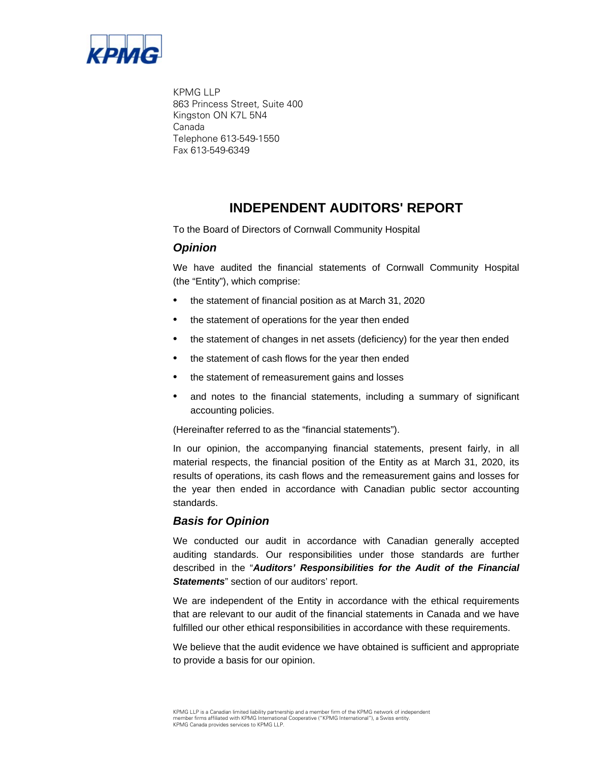KPMG LLP
863 Princess Street, Suite 400
Kingston ON K7L 5N4
Canada
Telephone 613-549-1550
Fax 613-549-6349

# INDEPENDENT AUDITORS' REPORT

To the Board of Directors of Cornwall Community Hospital

## *Opinion*

We have audited the financial statements of Cornwall Community Hospital (the "Entity"), which comprise:

- the statement of financial position as at March 31, 2020
- the statement of operations for the year then ended
- the statement of changes in net assets (deficiency) for the year then ended
- the statement of cash flows for the year then ended
- the statement of remeasurement gains and losses
- and notes to the financial statements, including a summary of significant accounting policies.

(Hereinafter referred to as the "financial statements").

In our opinion, the accompanying financial statements, present fairly, in all material respects, the financial position of the Entity as at March 31, 2020, its results of operations, its cash flows and the remeasurement gains and losses for the year then ended in accordance with Canadian public sector accounting standards.

## *Basis for Opinion*

We conducted our audit in accordance with Canadian generally accepted auditing standards. Our responsibilities under those standards are further described in the "***Auditors' Responsibilities for the Audit of the Financial Statements***" section of our auditors' report.

We are independent of the Entity in accordance with the ethical requirements that are relevant to our audit of the financial statements in Canada and we have fulfilled our other ethical responsibilities in accordance with these requirements.

We believe that the audit evidence we have obtained is sufficient and appropriate to provide a basis for our opinion.

KPMG LLP is a Canadian limited liability partnership and a member firm of the KPMG network of independent member firms affiliated with KPMG International Cooperative ("KPMG International"), a Swiss entity. KPMG Canada provides services to KPMG LLP.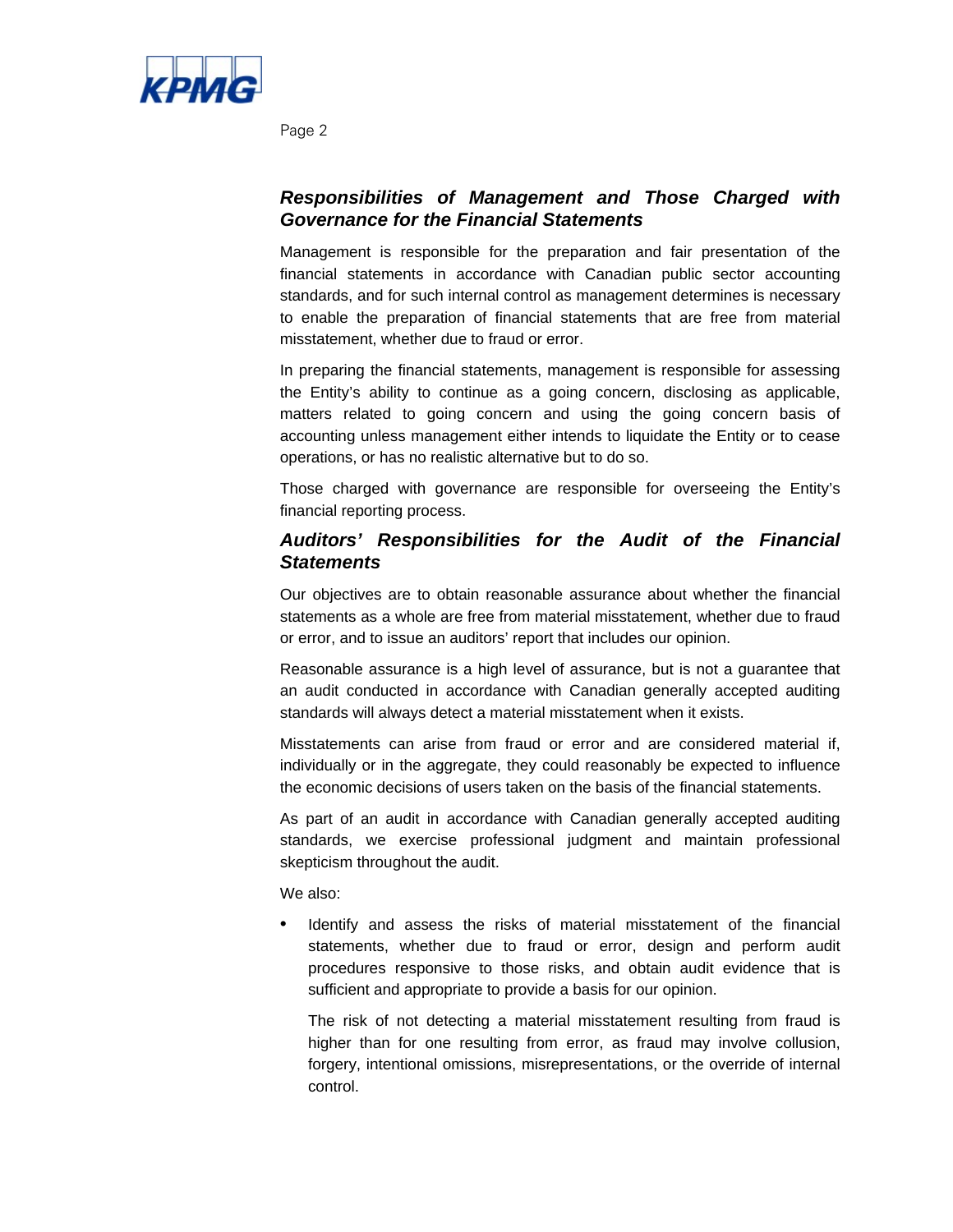### *Responsibilities of Management and Those Charged with Governance for the Financial Statements*

Management is responsible for the preparation and fair presentation of the financial statements in accordance with Canadian public sector accounting standards, and for such internal control as management determines is necessary to enable the preparation of financial statements that are free from material misstatement, whether due to fraud or error.

In preparing the financial statements, management is responsible for assessing the Entity's ability to continue as a going concern, disclosing as applicable, matters related to going concern and using the going concern basis of accounting unless management either intends to liquidate the Entity or to cease operations, or has no realistic alternative but to do so.

Those charged with governance are responsible for overseeing the Entity's financial reporting process.

### *Auditors' Responsibilities for the Audit of the Financial Statements*

Our objectives are to obtain reasonable assurance about whether the financial statements as a whole are free from material misstatement, whether due to fraud or error, and to issue an auditors' report that includes our opinion.

Reasonable assurance is a high level of assurance, but is not a guarantee that an audit conducted in accordance with Canadian generally accepted auditing standards will always detect a material misstatement when it exists.

Misstatements can arise from fraud or error and are considered material if, individually or in the aggregate, they could reasonably be expected to influence the economic decisions of users taken on the basis of the financial statements.

As part of an audit in accordance with Canadian generally accepted auditing standards, we exercise professional judgment and maintain professional skepticism throughout the audit.

We also:

- Identify and assess the risks of material misstatement of the financial statements, whether due to fraud or error, design and perform audit procedures responsive to those risks, and obtain audit evidence that is sufficient and appropriate to provide a basis for our opinion.

  The risk of not detecting a material misstatement resulting from fraud is higher than for one resulting from error, as fraud may involve collusion, forgery, intentional omissions, misrepresentations, or the override of internal control.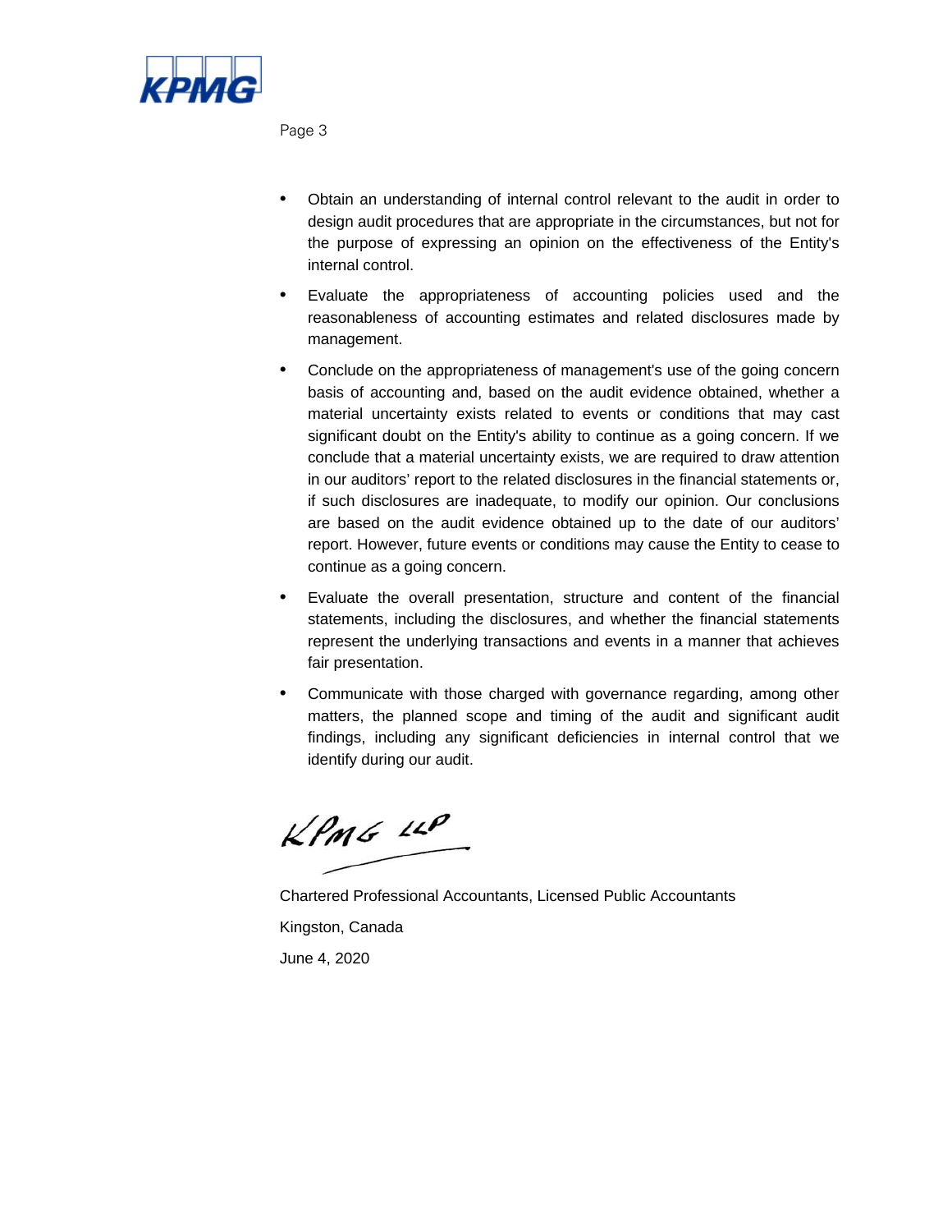- Obtain an understanding of internal control relevant to the audit in order to design audit procedures that are appropriate in the circumstances, but not for the purpose of expressing an opinion on the effectiveness of the Entity's internal control.
- Evaluate the appropriateness of accounting policies used and the reasonableness of accounting estimates and related disclosures made by management.
- Conclude on the appropriateness of management's use of the going concern basis of accounting and, based on the audit evidence obtained, whether a material uncertainty exists related to events or conditions that may cast significant doubt on the Entity's ability to continue as a going concern. If we conclude that a material uncertainty exists, we are required to draw attention in our auditors' report to the related disclosures in the financial statements or, if such disclosures are inadequate, to modify our opinion. Our conclusions are based on the audit evidence obtained up to the date of our auditors' report. However, future events or conditions may cause the Entity to cease to continue as a going concern.
- Evaluate the overall presentation, structure and content of the financial statements, including the disclosures, and whether the financial statements represent the underlying transactions and events in a manner that achieves fair presentation.
- Communicate with those charged with governance regarding, among other matters, the planned scope and timing of the audit and significant audit findings, including any significant deficiencies in internal control that we identify during our audit.

KPMG LLP

Chartered Professional Accountants, Licensed Public Accountants

Kingston, Canada

June 4, 2020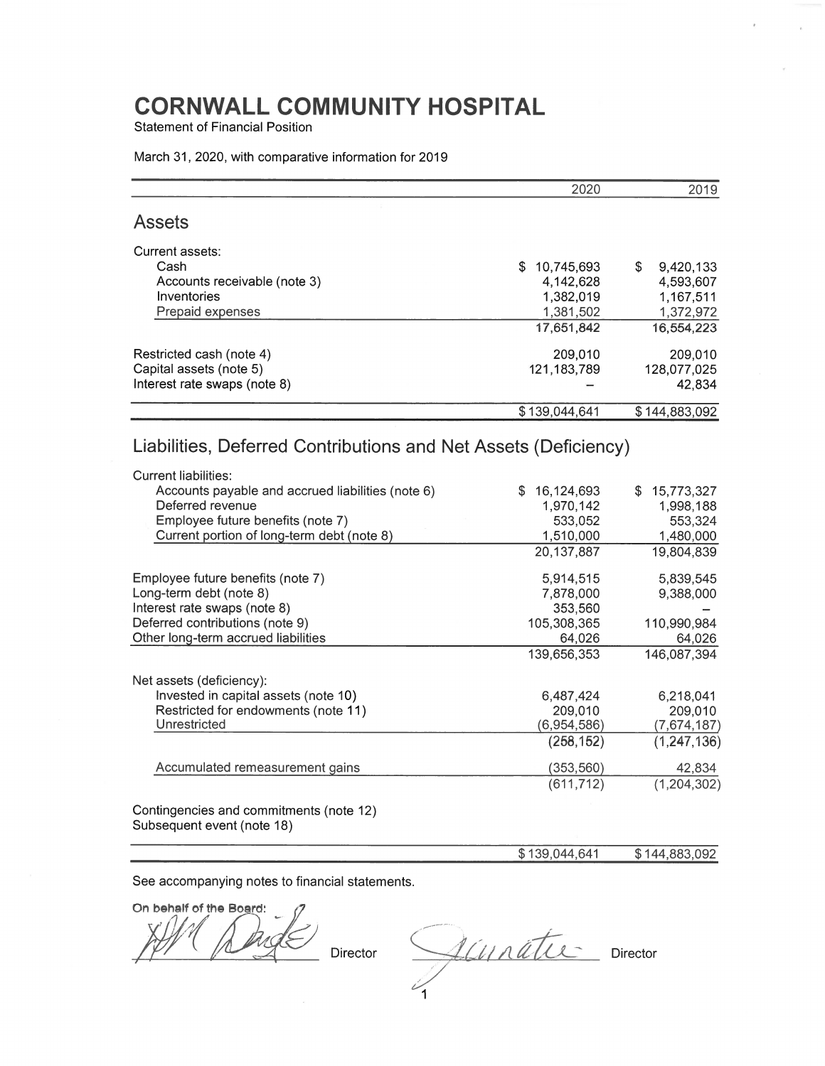# CORNWALL COMMUNITY HOSPITAL

Statement of Financial Position

March 31, 2020, with comparative information for 2019

| | 2020 | 2019 |
|---|---|---|
| **Assets** | | |
| Current assets: | | |
| Cash | $ 10,745,693 | $ 9,420,133 |
| Accounts receivable (note 3) | 4,142,628 | 4,593,607 |
| Inventories | 1,382,019 | 1,167,511 |
| Prepaid expenses | 1,381,502 | 1,372,972 |
| | 17,651,842 | 16,554,223 |
| Restricted cash (note 4) | 209,010 | 209,010 |
| Capital assets (note 5) | 121,183,789 | 128,077,025 |
| Interest rate swaps (note 8) | – | 42,834 |
| | $ 139,044,641 | $ 144,883,092 |

## Liabilities, Deferred Contributions and Net Assets (Deficiency)

| | 2020 | 2019 |
|---|---|---|
| Current liabilities: | | |
| Accounts payable and accrued liabilities (note 6) | $ 16,124,693 | $ 15,773,327 |
| Deferred revenue | 1,970,142 | 1,998,188 |
| Employee future benefits (note 7) | 533,052 | 553,324 |
| Current portion of long-term debt (note 8) | 1,510,000 | 1,480,000 |
| | 20,137,887 | 19,804,839 |
| Employee future benefits (note 7) | 5,914,515 | 5,839,545 |
| Long-term debt (note 8) | 7,878,000 | 9,388,000 |
| Interest rate swaps (note 8) | 353,560 | – |
| Deferred contributions (note 9) | 105,308,365 | 110,990,984 |
| Other long-term accrued liabilities | 64,026 | 64,026 |
| | 139,656,353 | 146,087,394 |
| Net assets (deficiency): | | |
| Invested in capital assets (note 10) | 6,487,424 | 6,218,041 |
| Restricted for endowments (note 11) | 209,010 | 209,010 |
| Unrestricted | (6,954,586) | (7,674,187) |
| | (258,152) | (1,247,136) |
| Accumulated remeasurement gains | (353,560) | 42,834 |
| | (611,712) | (1,204,302) |
| Contingencies and commitments (note 12) | | |
| Subsequent event (note 18) | | |
| | $ 139,044,641 | $ 144,883,092 |

See accompanying notes to financial statements.

On behalf of the Board:

_______________ Director _______________ Director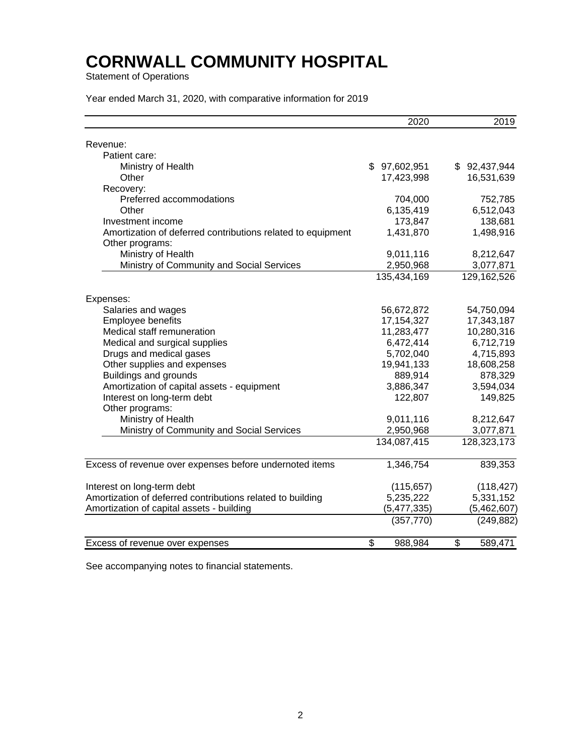# CORNWALL COMMUNITY HOSPITAL

Statement of Operations

Year ended March 31, 2020, with comparative information for 2019

| | 2020 | 2019 |
|---|---|---|
| Revenue: | | |
| Patient care: | | |
| Ministry of Health | $ 97,602,951 | $ 92,437,944 |
| Other | 17,423,998 | 16,531,639 |
| Recovery: | | |
| Preferred accommodations | 704,000 | 752,785 |
| Other | 6,135,419 | 6,512,043 |
| Investment income | 173,847 | 138,681 |
| Amortization of deferred contributions related to equipment | 1,431,870 | 1,498,916 |
| Other programs: | | |
| Ministry of Health | 9,011,116 | 8,212,647 |
| Ministry of Community and Social Services | 2,950,968 | 3,077,871 |
| | 135,434,169 | 129,162,526 |
| Expenses: | | |
| Salaries and wages | 56,672,872 | 54,750,094 |
| Employee benefits | 17,154,327 | 17,343,187 |
| Medical staff remuneration | 11,283,477 | 10,280,316 |
| Medical and surgical supplies | 6,472,414 | 6,712,719 |
| Drugs and medical gases | 5,702,040 | 4,715,893 |
| Other supplies and expenses | 19,941,133 | 18,608,258 |
| Buildings and grounds | 889,914 | 878,329 |
| Amortization of capital assets - equipment | 3,886,347 | 3,594,034 |
| Interest on long-term debt | 122,807 | 149,825 |
| Other programs: | | |
| Ministry of Health | 9,011,116 | 8,212,647 |
| Ministry of Community and Social Services | 2,950,968 | 3,077,871 |
| | 134,087,415 | 128,323,173 |
| Excess of revenue over expenses before undernoted items | 1,346,754 | 839,353 |
| Interest on long-term debt | (115,657) | (118,427) |
| Amortization of deferred contributions related to building | 5,235,222 | 5,331,152 |
| Amortization of capital assets - building | (5,477,335) | (5,462,607) |
| | (357,770) | (249,882) |
| Excess of revenue over expenses | $ 988,984 | $ 589,471 |

See accompanying notes to financial statements.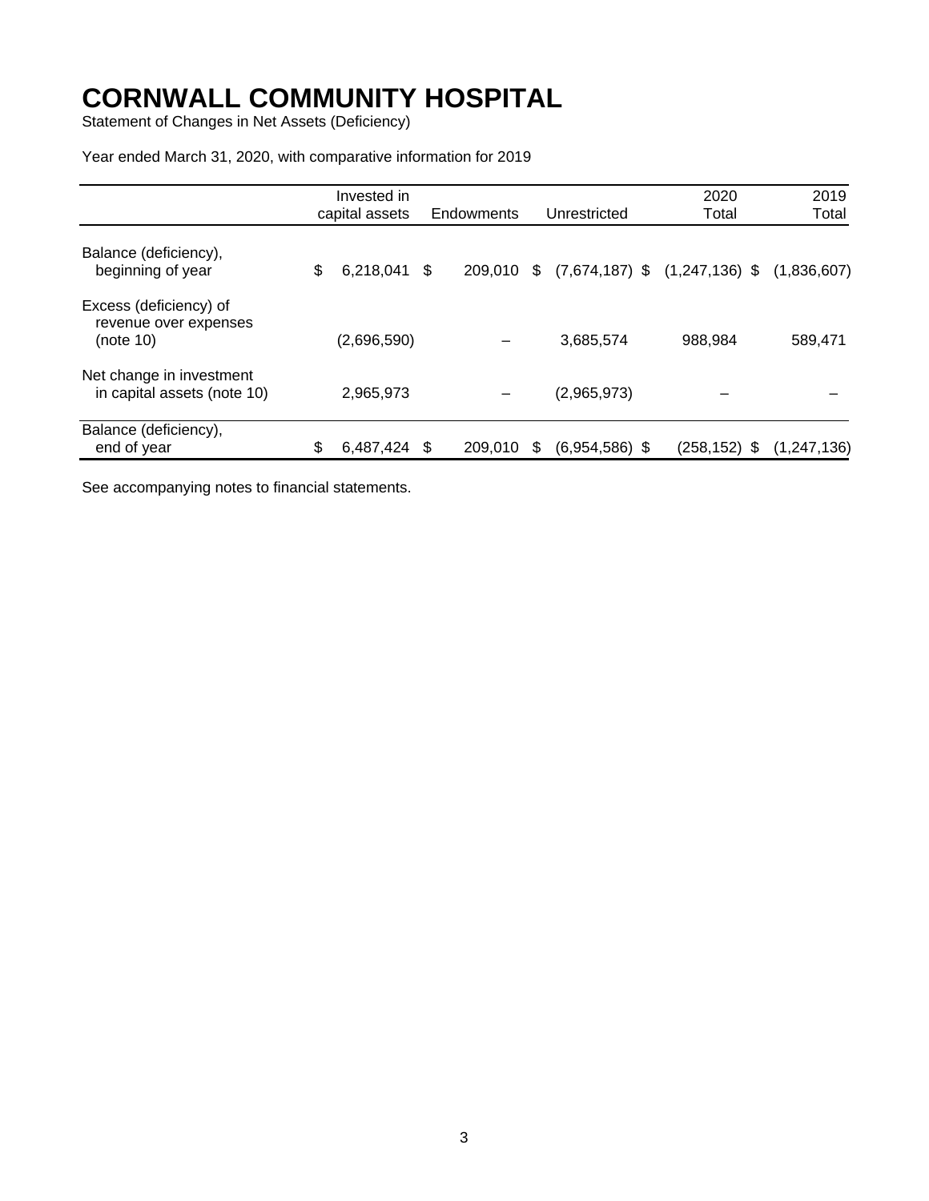# CORNWALL COMMUNITY HOSPITAL

Statement of Changes in Net Assets (Deficiency)

Year ended March 31, 2020, with comparative information for 2019

| | Invested in capital assets | Endowments | Unrestricted | 2020 Total | 2019 Total |
|---|---|---|---|---|---|
| Balance (deficiency), beginning of year | $ 6,218,041 | $ 209,010 | $ (7,674,187) | $ (1,247,136) | $ (1,836,607) |
| Excess (deficiency) of revenue over expenses (note 10) | (2,696,590) | – | 3,685,574 | 988,984 | 589,471 |
| Net change in investment in capital assets (note 10) | 2,965,973 | – | (2,965,973) | – | – |
| Balance (deficiency), end of year | $ 6,487,424 | $ 209,010 | $ (6,954,586) | $ (258,152) | $ (1,247,136) |

See accompanying notes to financial statements.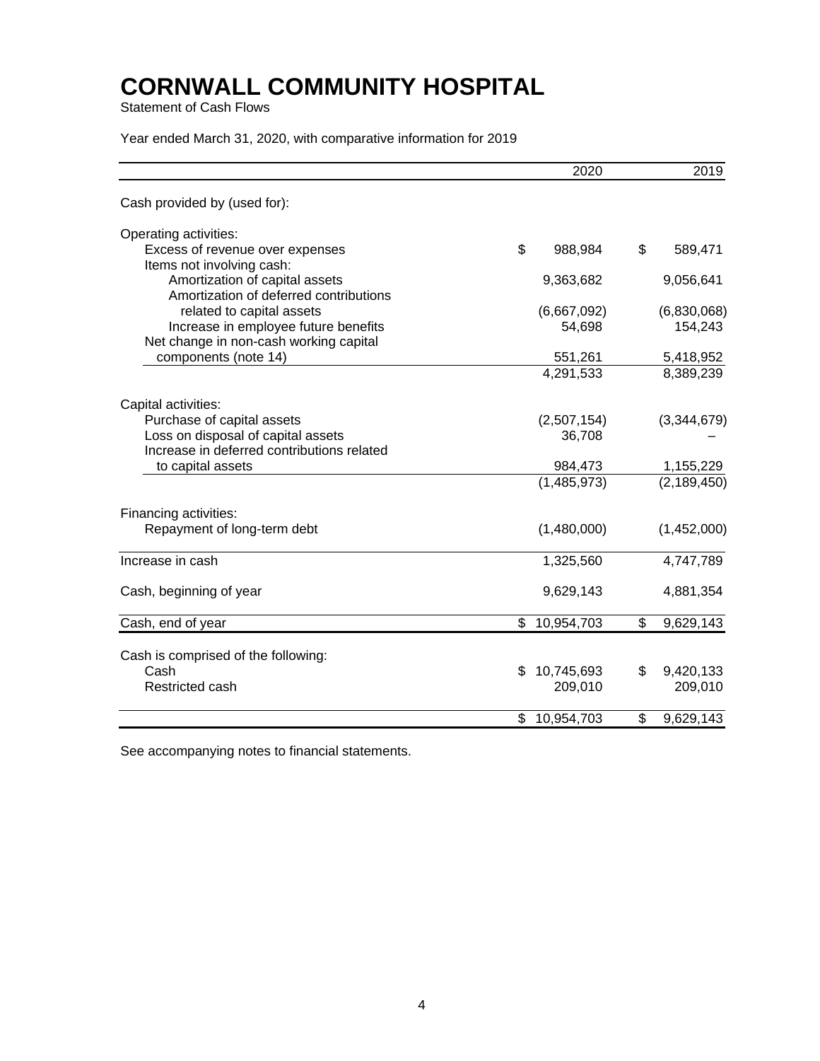# CORNWALL COMMUNITY HOSPITAL

Statement of Cash Flows

Year ended March 31, 2020, with comparative information for 2019

| | 2020 | 2019 |
|---|---|---|
| Cash provided by (used for): | | |
| Operating activities: | | |
| Excess of revenue over expenses | $ 988,984 | $ 589,471 |
| Items not involving cash: | | |
| Amortization of capital assets | 9,363,682 | 9,056,641 |
| Amortization of deferred contributions related to capital assets | (6,667,092) | (6,830,068) |
| Increase in employee future benefits | 54,698 | 154,243 |
| Net change in non-cash working capital components (note 14) | 551,261 | 5,418,952 |
| | 4,291,533 | 8,389,239 |
| Capital activities: | | |
| Purchase of capital assets | (2,507,154) | (3,344,679) |
| Loss on disposal of capital assets | 36,708 | – |
| Increase in deferred contributions related to capital assets | 984,473 | 1,155,229 |
| | (1,485,973) | (2,189,450) |
| Financing activities: | | |
| Repayment of long-term debt | (1,480,000) | (1,452,000) |
| Increase in cash | 1,325,560 | 4,747,789 |
| Cash, beginning of year | 9,629,143 | 4,881,354 |
| Cash, end of year | $ 10,954,703 | $ 9,629,143 |
| Cash is comprised of the following: | | |
| Cash | $ 10,745,693 | $ 9,420,133 |
| Restricted cash | 209,010 | 209,010 |
| | $ 10,954,703 | $ 9,629,143 |

See accompanying notes to financial statements.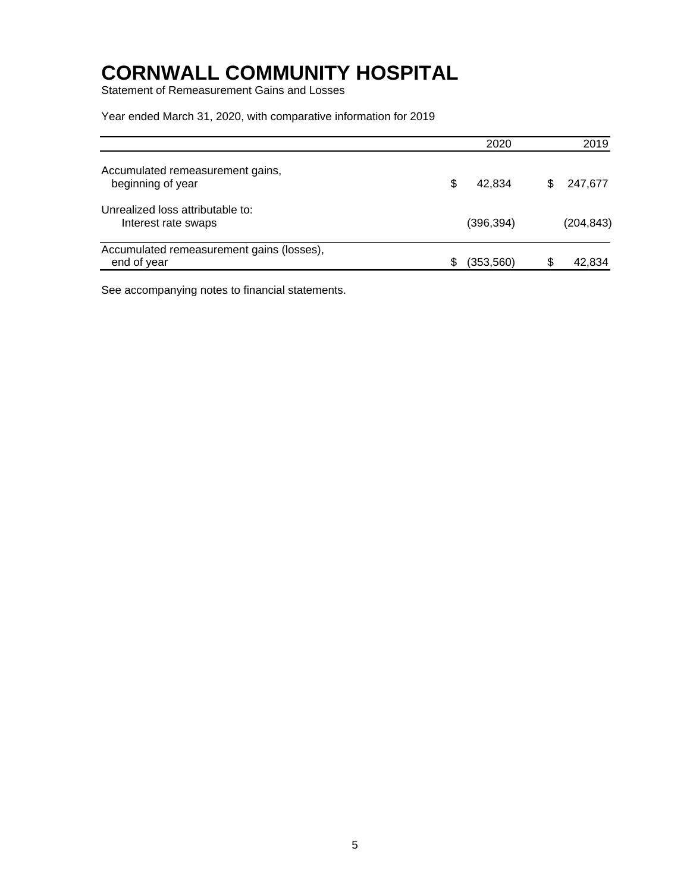# CORNWALL COMMUNITY HOSPITAL

Statement of Remeasurement Gains and Losses

Year ended March 31, 2020, with comparative information for 2019

| | 2020 | 2019 |
|---|---|---|
| Accumulated remeasurement gains, beginning of year | $ 42,834 | $ 247,677 |
| Unrealized loss attributable to: | | |
| Interest rate swaps | (396,394) | (204,843) |
| Accumulated remeasurement gains (losses), end of year | $ (353,560) | $ 42,834 |

See accompanying notes to financial statements.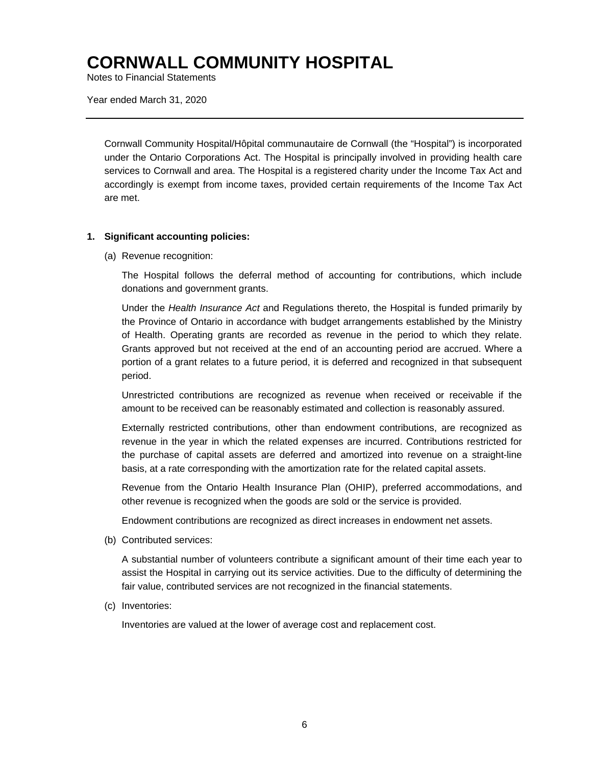# CORNWALL COMMUNITY HOSPITAL

Notes to Financial Statements

Year ended March 31, 2020

---

Cornwall Community Hospital/Hôpital communautaire de Cornwall (the "Hospital") is incorporated under the Ontario Corporations Act. The Hospital is principally involved in providing health care services to Cornwall and area. The Hospital is a registered charity under the Income Tax Act and accordingly is exempt from income taxes, provided certain requirements of the Income Tax Act are met.

## 1. Significant accounting policies:

(a) Revenue recognition:

The Hospital follows the deferral method of accounting for contributions, which include donations and government grants.

Under the *Health Insurance Act* and Regulations thereto, the Hospital is funded primarily by the Province of Ontario in accordance with budget arrangements established by the Ministry of Health. Operating grants are recorded as revenue in the period to which they relate. Grants approved but not received at the end of an accounting period are accrued. Where a portion of a grant relates to a future period, it is deferred and recognized in that subsequent period.

Unrestricted contributions are recognized as revenue when received or receivable if the amount to be received can be reasonably estimated and collection is reasonably assured.

Externally restricted contributions, other than endowment contributions, are recognized as revenue in the year in which the related expenses are incurred. Contributions restricted for the purchase of capital assets are deferred and amortized into revenue on a straight-line basis, at a rate corresponding with the amortization rate for the related capital assets.

Revenue from the Ontario Health Insurance Plan (OHIP), preferred accommodations, and other revenue is recognized when the goods are sold or the service is provided.

Endowment contributions are recognized as direct increases in endowment net assets.

(b) Contributed services:

A substantial number of volunteers contribute a significant amount of their time each year to assist the Hospital in carrying out its service activities. Due to the difficulty of determining the fair value, contributed services are not recognized in the financial statements.

(c) Inventories:

Inventories are valued at the lower of average cost and replacement cost.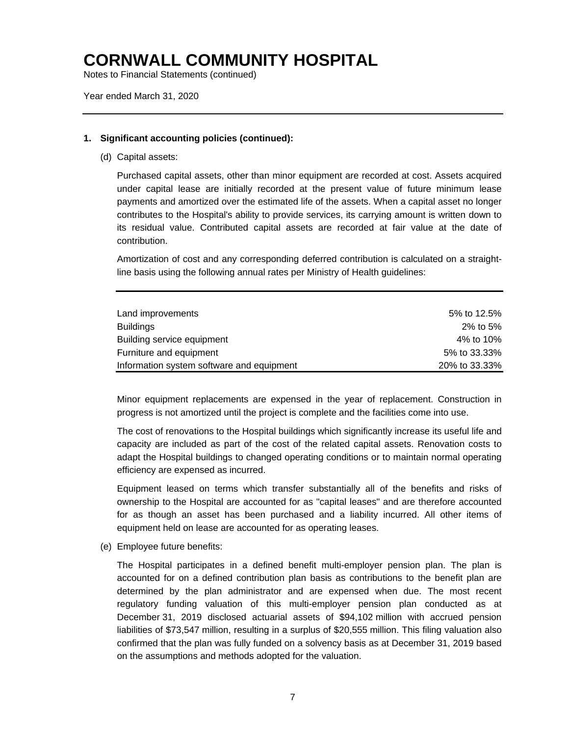# CORNWALL COMMUNITY HOSPITAL

Notes to Financial Statements (continued)

Year ended March 31, 2020

**1. Significant accounting policies (continued):**

(d) Capital assets:

Purchased capital assets, other than minor equipment are recorded at cost. Assets acquired under capital lease are initially recorded at the present value of future minimum lease payments and amortized over the estimated life of the assets. When a capital asset no longer contributes to the Hospital's ability to provide services, its carrying amount is written down to its residual value. Contributed capital assets are recorded at fair value at the date of contribution.

Amortization of cost and any corresponding deferred contribution is calculated on a straight-line basis using the following annual rates per Ministry of Health guidelines:

| | |
|---|---|
| Land improvements | 5% to 12.5% |
| Buildings | 2% to 5% |
| Building service equipment | 4% to 10% |
| Furniture and equipment | 5% to 33.33% |
| Information system software and equipment | 20% to 33.33% |

Minor equipment replacements are expensed in the year of replacement. Construction in progress is not amortized until the project is complete and the facilities come into use.

The cost of renovations to the Hospital buildings which significantly increase its useful life and capacity are included as part of the cost of the related capital assets. Renovation costs to adapt the Hospital buildings to changed operating conditions or to maintain normal operating efficiency are expensed as incurred.

Equipment leased on terms which transfer substantially all of the benefits and risks of ownership to the Hospital are accounted for as "capital leases" and are therefore accounted for as though an asset has been purchased and a liability incurred. All other items of equipment held on lease are accounted for as operating leases.

(e) Employee future benefits:

The Hospital participates in a defined benefit multi-employer pension plan. The plan is accounted for on a defined contribution plan basis as contributions to the benefit plan are determined by the plan administrator and are expensed when due. The most recent regulatory funding valuation of this multi-employer pension plan conducted as at December 31, 2019 disclosed actuarial assets of $94,102 million with accrued pension liabilities of $73,547 million, resulting in a surplus of $20,555 million. This filing valuation also confirmed that the plan was fully funded on a solvency basis as at December 31, 2019 based on the assumptions and methods adopted for the valuation.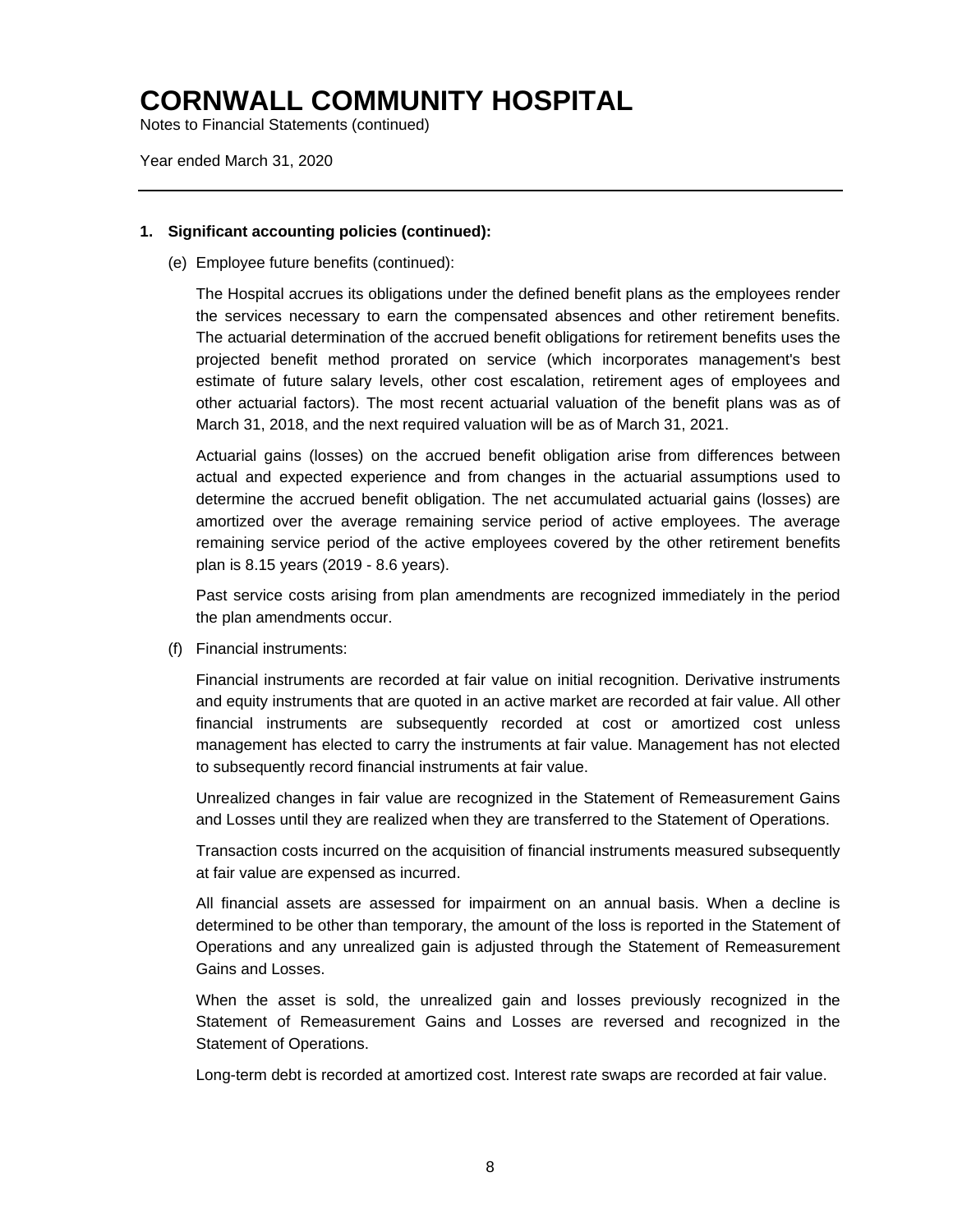# CORNWALL COMMUNITY HOSPITAL

Notes to Financial Statements (continued)

Year ended March 31, 2020

---

**1. Significant accounting policies (continued):**

(e) Employee future benefits (continued):

The Hospital accrues its obligations under the defined benefit plans as the employees render the services necessary to earn the compensated absences and other retirement benefits. The actuarial determination of the accrued benefit obligations for retirement benefits uses the projected benefit method prorated on service (which incorporates management's best estimate of future salary levels, other cost escalation, retirement ages of employees and other actuarial factors). The most recent actuarial valuation of the benefit plans was as of March 31, 2018, and the next required valuation will be as of March 31, 2021.

Actuarial gains (losses) on the accrued benefit obligation arise from differences between actual and expected experience and from changes in the actuarial assumptions used to determine the accrued benefit obligation. The net accumulated actuarial gains (losses) are amortized over the average remaining service period of active employees. The average remaining service period of the active employees covered by the other retirement benefits plan is 8.15 years (2019 - 8.6 years).

Past service costs arising from plan amendments are recognized immediately in the period the plan amendments occur.

(f) Financial instruments:

Financial instruments are recorded at fair value on initial recognition. Derivative instruments and equity instruments that are quoted in an active market are recorded at fair value. All other financial instruments are subsequently recorded at cost or amortized cost unless management has elected to carry the instruments at fair value. Management has not elected to subsequently record financial instruments at fair value.

Unrealized changes in fair value are recognized in the Statement of Remeasurement Gains and Losses until they are realized when they are transferred to the Statement of Operations.

Transaction costs incurred on the acquisition of financial instruments measured subsequently at fair value are expensed as incurred.

All financial assets are assessed for impairment on an annual basis. When a decline is determined to be other than temporary, the amount of the loss is reported in the Statement of Operations and any unrealized gain is adjusted through the Statement of Remeasurement Gains and Losses.

When the asset is sold, the unrealized gain and losses previously recognized in the Statement of Remeasurement Gains and Losses are reversed and recognized in the Statement of Operations.

Long-term debt is recorded at amortized cost. Interest rate swaps are recorded at fair value.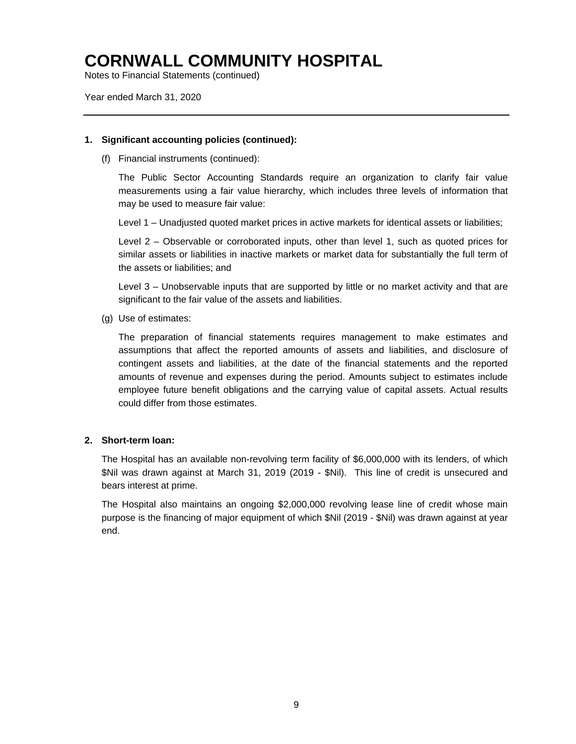# CORNWALL COMMUNITY HOSPITAL

Notes to Financial Statements (continued)

Year ended March 31, 2020

---

**1. Significant accounting policies (continued):**

(f) Financial instruments (continued):

The Public Sector Accounting Standards require an organization to clarify fair value measurements using a fair value hierarchy, which includes three levels of information that may be used to measure fair value:

Level 1 – Unadjusted quoted market prices in active markets for identical assets or liabilities;

Level 2 – Observable or corroborated inputs, other than level 1, such as quoted prices for similar assets or liabilities in inactive markets or market data for substantially the full term of the assets or liabilities; and

Level 3 – Unobservable inputs that are supported by little or no market activity and that are significant to the fair value of the assets and liabilities.

(g) Use of estimates:

The preparation of financial statements requires management to make estimates and assumptions that affect the reported amounts of assets and liabilities, and disclosure of contingent assets and liabilities, at the date of the financial statements and the reported amounts of revenue and expenses during the period. Amounts subject to estimates include employee future benefit obligations and the carrying value of capital assets. Actual results could differ from those estimates.

**2. Short-term loan:**

The Hospital has an available non-revolving term facility of $6,000,000 with its lenders, of which $Nil was drawn against at March 31, 2019 (2019 - $Nil). This line of credit is unsecured and bears interest at prime.

The Hospital also maintains an ongoing $2,000,000 revolving lease line of credit whose main purpose is the financing of major equipment of which $Nil (2019 - $Nil) was drawn against at year end.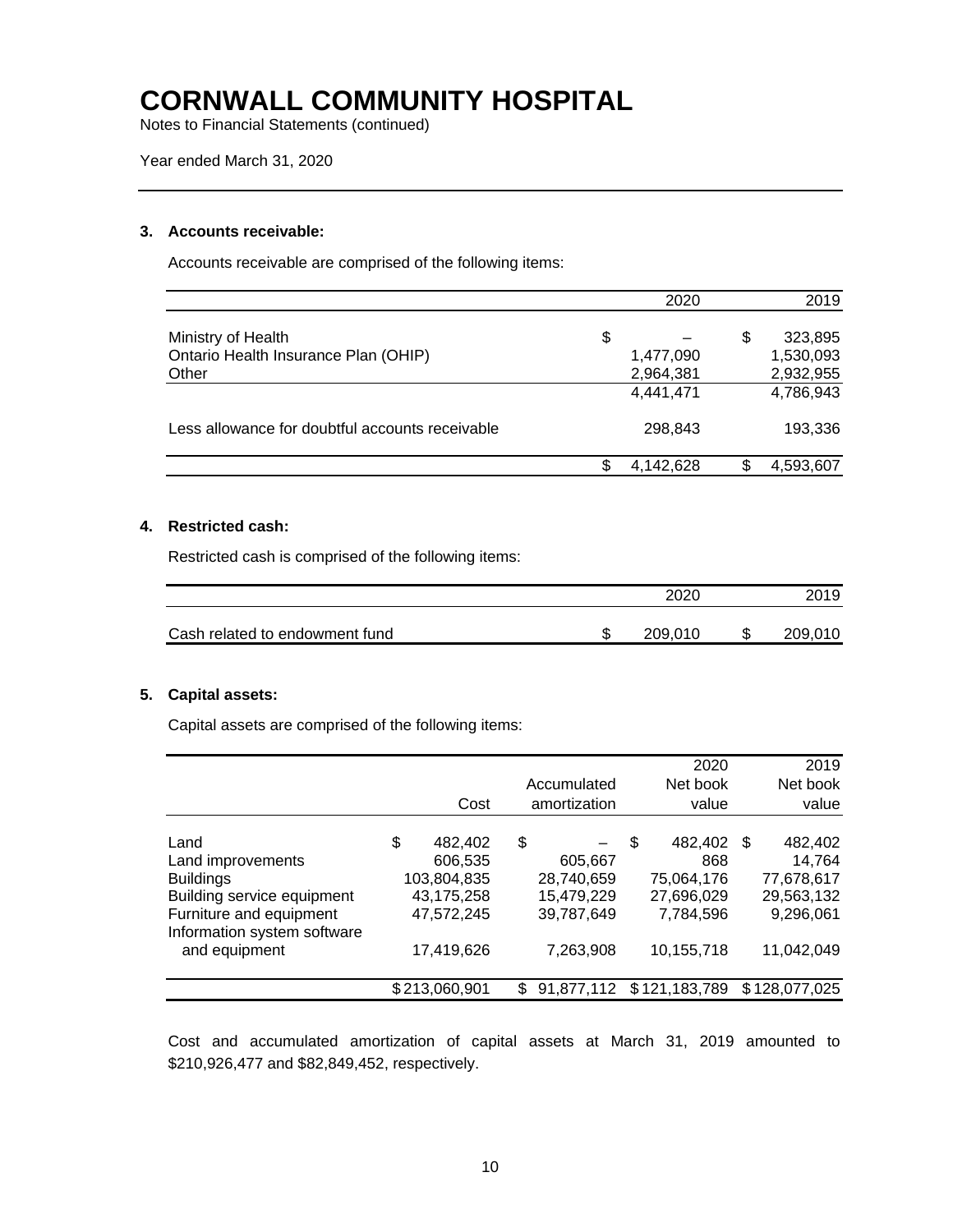# CORNWALL COMMUNITY HOSPITAL

Notes to Financial Statements (continued)

Year ended March 31, 2020

### 3. Accounts receivable:

Accounts receivable are comprised of the following items:

| | 2020 | 2019 |
|---|---|---|
| Ministry of Health | $ – | $ 323,895 |
| Ontario Health Insurance Plan (OHIP) | 1,477,090 | 1,530,093 |
| Other | 2,964,381 | 2,932,955 |
| | 4,441,471 | 4,786,943 |
| Less allowance for doubtful accounts receivable | 298,843 | 193,336 |
| | $ 4,142,628 | $ 4,593,607 |

### 4. Restricted cash:

Restricted cash is comprised of the following items:

| | 2020 | 2019 |
|---|---|---|
| Cash related to endowment fund | $ 209,010 | $ 209,010 |

### 5. Capital assets:

Capital assets are comprised of the following items:

| | Cost | Accumulated amortization | 2020 Net book value | 2019 Net book value |
|---|---|---|---|---|
| Land | $ 482,402 | $ – | $ 482,402 | $ 482,402 |
| Land improvements | 606,535 | 605,667 | 868 | 14,764 |
| Buildings | 103,804,835 | 28,740,659 | 75,064,176 | 77,678,617 |
| Building service equipment | 43,175,258 | 15,479,229 | 27,696,029 | 29,563,132 |
| Furniture and equipment | 47,572,245 | 39,787,649 | 7,784,596 | 9,296,061 |
| Information system software and equipment | 17,419,626 | 7,263,908 | 10,155,718 | 11,042,049 |
| | $ 213,060,901 | $ 91,877,112 | $ 121,183,789 | $ 128,077,025 |

Cost and accumulated amortization of capital assets at March 31, 2019 amounted to $210,926,477 and $82,849,452, respectively.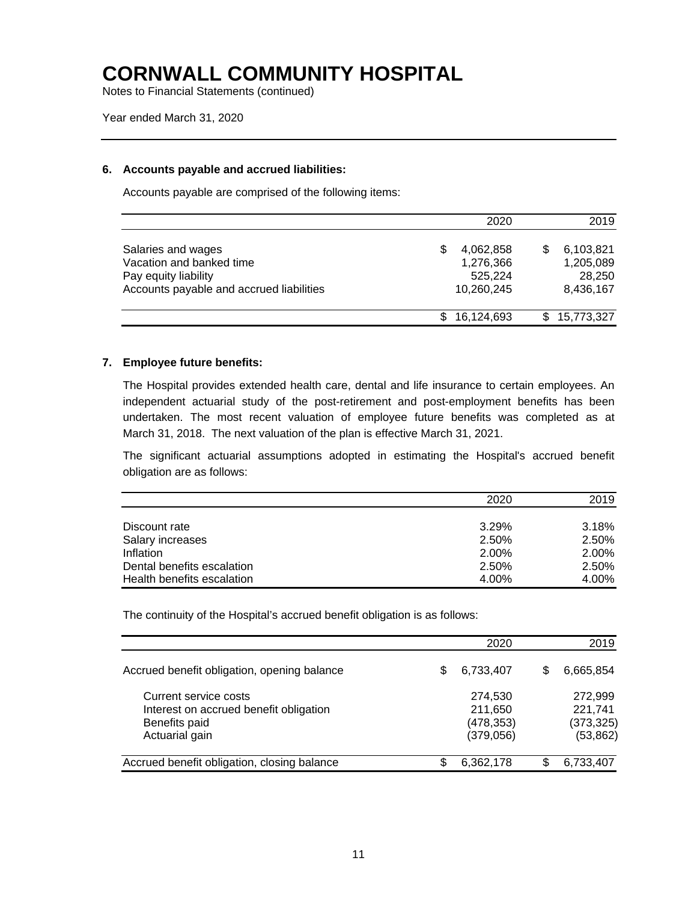# CORNWALL COMMUNITY HOSPITAL

Notes to Financial Statements (continued)

Year ended March 31, 2020

## 6. Accounts payable and accrued liabilities:

Accounts payable are comprised of the following items:

| | 2020 | 2019 |
|---|---|---|
| Salaries and wages | $ 4,062,858 | $ 6,103,821 |
| Vacation and banked time | 1,276,366 | 1,205,089 |
| Pay equity liability | 525,224 | 28,250 |
| Accounts payable and accrued liabilities | 10,260,245 | 8,436,167 |
| | $ 16,124,693 | $ 15,773,327 |

## 7. Employee future benefits:

The Hospital provides extended health care, dental and life insurance to certain employees. An independent actuarial study of the post-retirement and post-employment benefits has been undertaken. The most recent valuation of employee future benefits was completed as at March 31, 2018. The next valuation of the plan is effective March 31, 2021.

The significant actuarial assumptions adopted in estimating the Hospital's accrued benefit obligation are as follows:

| | 2020 | 2019 |
|---|---|---|
| Discount rate | 3.29% | 3.18% |
| Salary increases | 2.50% | 2.50% |
| Inflation | 2.00% | 2.00% |
| Dental benefits escalation | 2.50% | 2.50% |
| Health benefits escalation | 4.00% | 4.00% |

The continuity of the Hospital's accrued benefit obligation is as follows:

| | 2020 | 2019 |
|---|---|---|
| Accrued benefit obligation, opening balance | $ 6,733,407 | $ 6,665,854 |
| Current service costs | 274,530 | 272,999 |
| Interest on accrued benefit obligation | 211,650 | 221,741 |
| Benefits paid | (478,353) | (373,325) |
| Actuarial gain | (379,056) | (53,862) |
| Accrued benefit obligation, closing balance | $ 6,362,178 | $ 6,733,407 |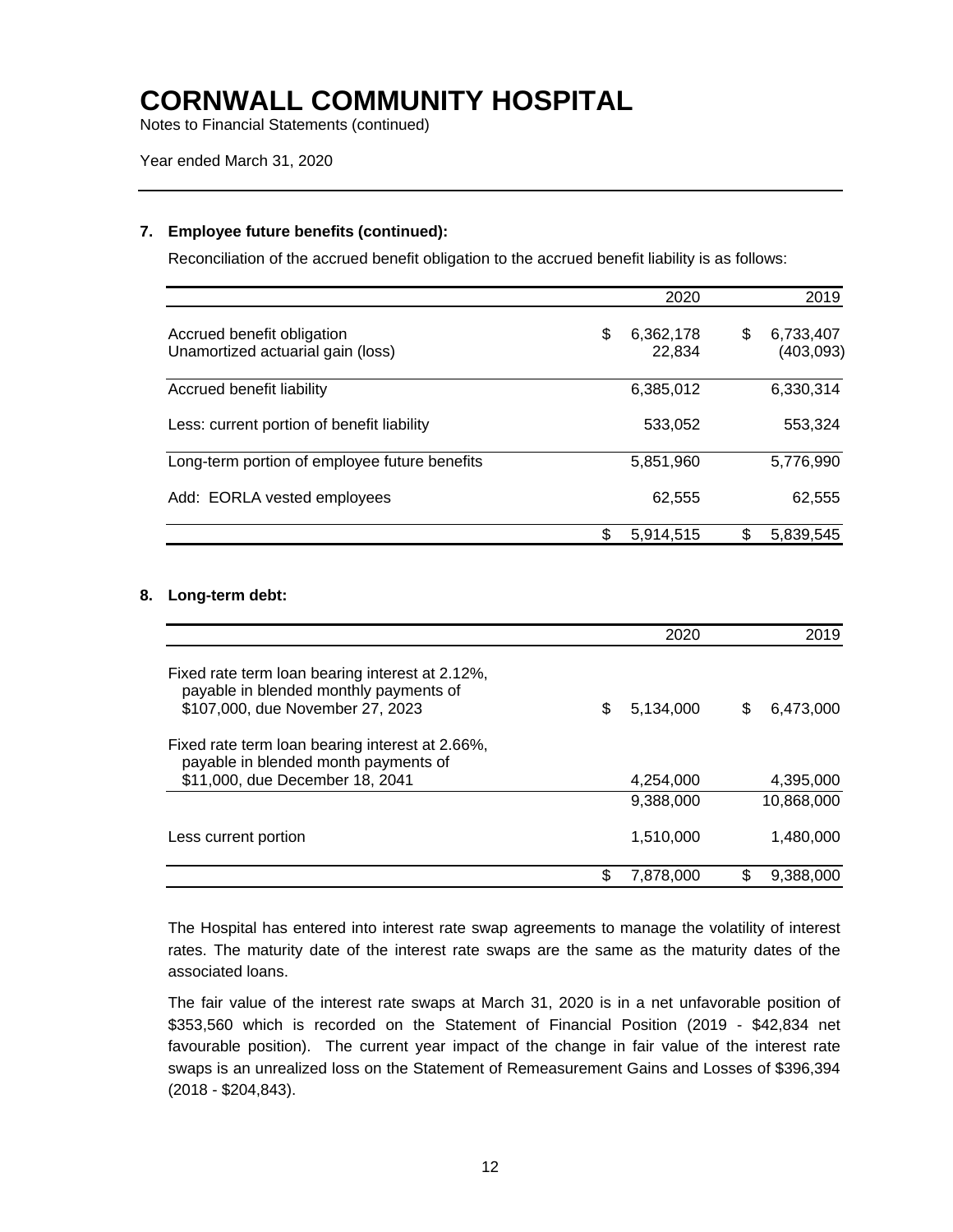# CORNWALL COMMUNITY HOSPITAL

Notes to Financial Statements (continued)

Year ended March 31, 2020

### 7. Employee future benefits (continued):

Reconciliation of the accrued benefit obligation to the accrued benefit liability is as follows:

| | 2020 | 2019 |
|---|---|---|
| Accrued benefit obligation | $ 6,362,178 | $ 6,733,407 |
| Unamortized actuarial gain (loss) | 22,834 | (403,093) |
| Accrued benefit liability | 6,385,012 | 6,330,314 |
| Less: current portion of benefit liability | 533,052 | 553,324 |
| Long-term portion of employee future benefits | 5,851,960 | 5,776,990 |
| Add: EORLA vested employees | 62,555 | 62,555 |
| | $ 5,914,515 | $ 5,839,545 |

### 8. Long-term debt:

| | 2020 | 2019 |
|---|---|---|
| Fixed rate term loan bearing interest at 2.12%, payable in blended monthly payments of $107,000, due November 27, 2023 | $ 5,134,000 | $ 6,473,000 |
| Fixed rate term loan bearing interest at 2.66%, payable in blended month payments of $11,000, due December 18, 2041 | 4,254,000 | 4,395,000 |
| | 9,388,000 | 10,868,000 |
| Less current portion | 1,510,000 | 1,480,000 |
| | $ 7,878,000 | $ 9,388,000 |

The Hospital has entered into interest rate swap agreements to manage the volatility of interest rates. The maturity date of the interest rate swaps are the same as the maturity dates of the associated loans.

The fair value of the interest rate swaps at March 31, 2020 is in a net unfavorable position of $353,560 which is recorded on the Statement of Financial Position (2019 - $42,834 net favourable position). The current year impact of the change in fair value of the interest rate swaps is an unrealized loss on the Statement of Remeasurement Gains and Losses of $396,394 (2018 - $204,843).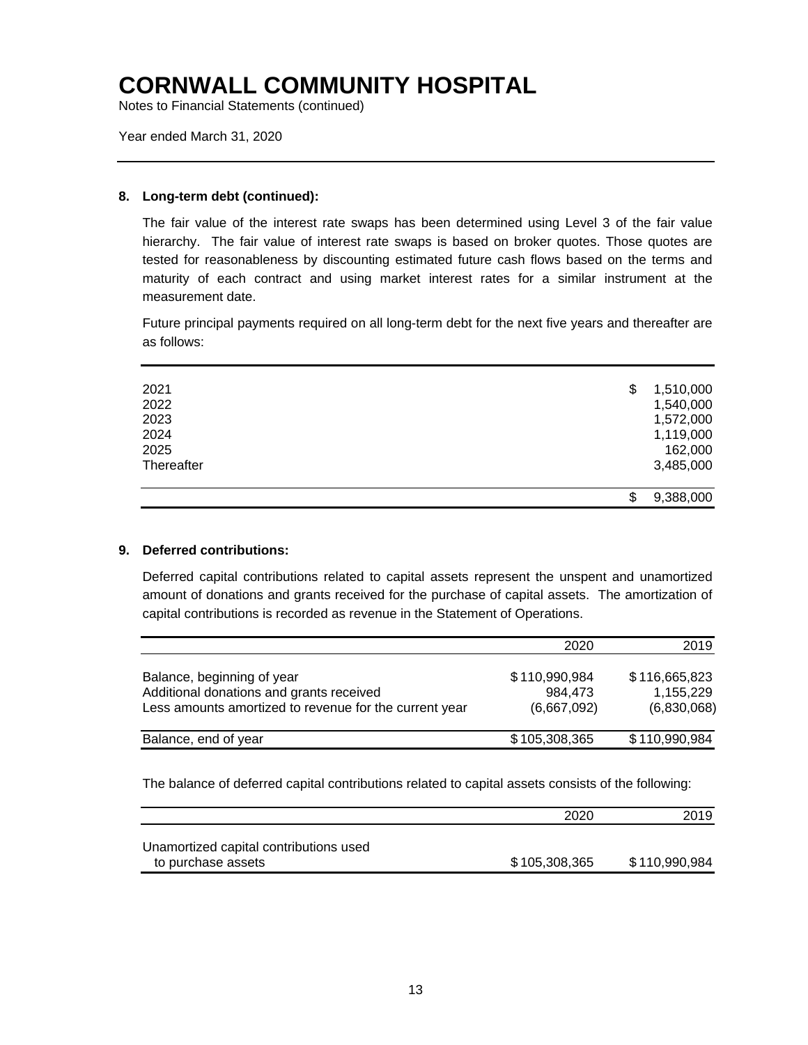# CORNWALL COMMUNITY HOSPITAL

Notes to Financial Statements (continued)

Year ended March 31, 2020

### 8. Long-term debt (continued):

The fair value of the interest rate swaps has been determined using Level 3 of the fair value hierarchy. The fair value of interest rate swaps is based on broker quotes. Those quotes are tested for reasonableness by discounting estimated future cash flows based on the terms and maturity of each contract and using market interest rates for a similar instrument at the measurement date.

Future principal payments required on all long-term debt for the next five years and thereafter are as follows:

| | |
|---|---|
| 2021 | $ 1,510,000 |
| 2022 | 1,540,000 |
| 2023 | 1,572,000 |
| 2024 | 1,119,000 |
| 2025 | 162,000 |
| Thereafter | 3,485,000 |
| | $ 9,388,000 |

### 9. Deferred contributions:

Deferred capital contributions related to capital assets represent the unspent and unamortized amount of donations and grants received for the purchase of capital assets. The amortization of capital contributions is recorded as revenue in the Statement of Operations.

| | 2020 | 2019 |
|---|---|---|
| Balance, beginning of year | $ 110,990,984 | $ 116,665,823 |
| Additional donations and grants received | 984,473 | 1,155,229 |
| Less amounts amortized to revenue for the current year | (6,667,092) | (6,830,068) |
| Balance, end of year | $ 105,308,365 | $ 110,990,984 |

The balance of deferred capital contributions related to capital assets consists of the following:

| | 2020 | 2019 |
|---|---|---|
| Unamortized capital contributions used to purchase assets | $ 105,308,365 | $ 110,990,984 |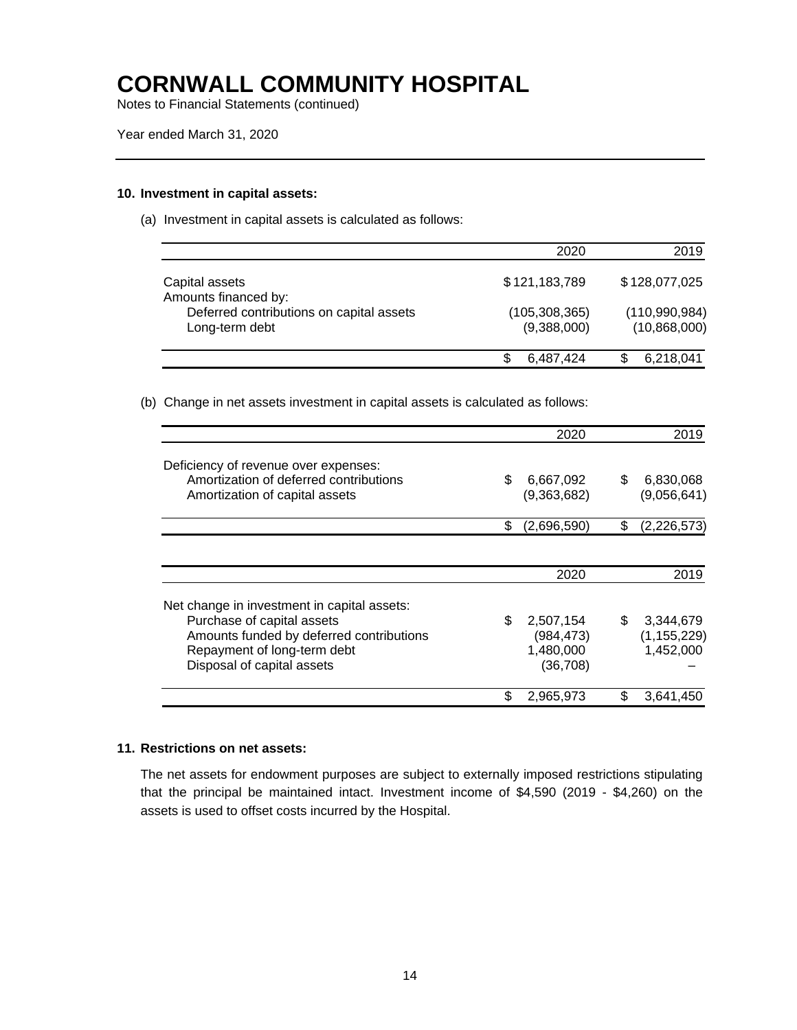# CORNWALL COMMUNITY HOSPITAL

Notes to Financial Statements (continued)

Year ended March 31, 2020

---

**10. Investment in capital assets:**

(a) Investment in capital assets is calculated as follows:

| | 2020 | 2019 |
|---|---:|---:|
| Capital assets | $ 121,183,789 | $ 128,077,025 |
| Amounts financed by: | | |
| Deferred contributions on capital assets | (105,308,365) | (110,990,984) |
| Long-term debt | (9,388,000) | (10,868,000) |
| | $ 6,487,424 | $ 6,218,041 |

(b) Change in net assets investment in capital assets is calculated as follows:

| | 2020 | 2019 |
|---|---:|---:|
| Deficiency of revenue over expenses: | | |
| Amortization of deferred contributions | $ 6,667,092 | $ 6,830,068 |
| Amortization of capital assets | (9,363,682) | (9,056,641) |
| | $ (2,696,590) | $ (2,226,573) |

| | 2020 | 2019 |
|---|---:|---:|
| Net change in investment in capital assets: | | |
| Purchase of capital assets | $ 2,507,154 | $ 3,344,679 |
| Amounts funded by deferred contributions | (984,473) | (1,155,229) |
| Repayment of long-term debt | 1,480,000 | 1,452,000 |
| Disposal of capital assets | (36,708) | – |
| | $ 2,965,973 | $ 3,641,450 |

**11. Restrictions on net assets:**

The net assets for endowment purposes are subject to externally imposed restrictions stipulating that the principal be maintained intact. Investment income of $4,590 (2019 - $4,260) on the assets is used to offset costs incurred by the Hospital.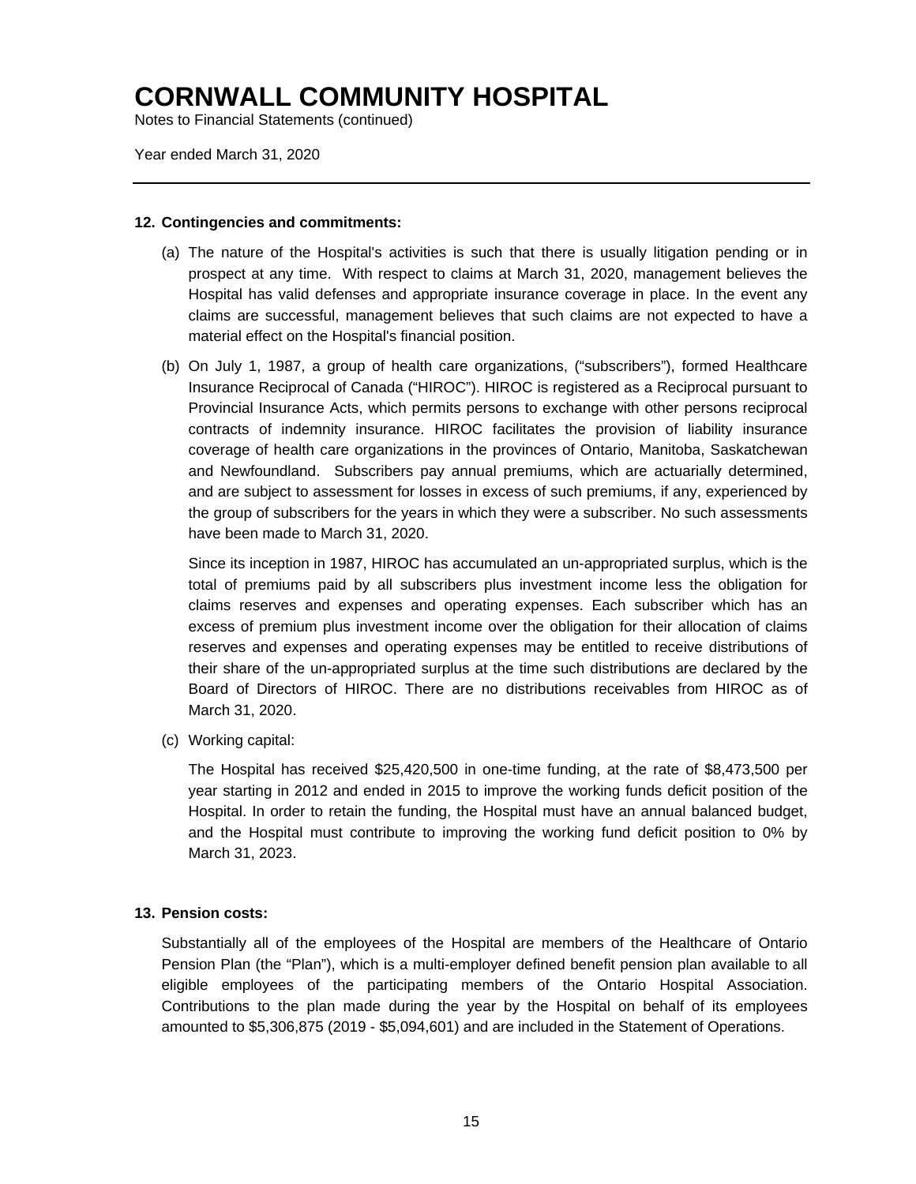# CORNWALL COMMUNITY HOSPITAL

Notes to Financial Statements (continued)

Year ended March 31, 2020

## 12. Contingencies and commitments:

(a) The nature of the Hospital's activities is such that there is usually litigation pending or in prospect at any time. With respect to claims at March 31, 2020, management believes the Hospital has valid defenses and appropriate insurance coverage in place. In the event any claims are successful, management believes that such claims are not expected to have a material effect on the Hospital's financial position.

(b) On July 1, 1987, a group of health care organizations, ("subscribers"), formed Healthcare Insurance Reciprocal of Canada ("HIROC"). HIROC is registered as a Reciprocal pursuant to Provincial Insurance Acts, which permits persons to exchange with other persons reciprocal contracts of indemnity insurance. HIROC facilitates the provision of liability insurance coverage of health care organizations in the provinces of Ontario, Manitoba, Saskatchewan and Newfoundland. Subscribers pay annual premiums, which are actuarially determined, and are subject to assessment for losses in excess of such premiums, if any, experienced by the group of subscribers for the years in which they were a subscriber. No such assessments have been made to March 31, 2020.

Since its inception in 1987, HIROC has accumulated an un-appropriated surplus, which is the total of premiums paid by all subscribers plus investment income less the obligation for claims reserves and expenses and operating expenses. Each subscriber which has an excess of premium plus investment income over the obligation for their allocation of claims reserves and expenses and operating expenses may be entitled to receive distributions of their share of the un-appropriated surplus at the time such distributions are declared by the Board of Directors of HIROC. There are no distributions receivables from HIROC as of March 31, 2020.

(c) Working capital:

The Hospital has received $25,420,500 in one-time funding, at the rate of $8,473,500 per year starting in 2012 and ended in 2015 to improve the working funds deficit position of the Hospital. In order to retain the funding, the Hospital must have an annual balanced budget, and the Hospital must contribute to improving the working fund deficit position to 0% by March 31, 2023.

## 13. Pension costs:

Substantially all of the employees of the Hospital are members of the Healthcare of Ontario Pension Plan (the "Plan"), which is a multi-employer defined benefit pension plan available to all eligible employees of the participating members of the Ontario Hospital Association. Contributions to the plan made during the year by the Hospital on behalf of its employees amounted to $5,306,875 (2019 - $5,094,601) and are included in the Statement of Operations.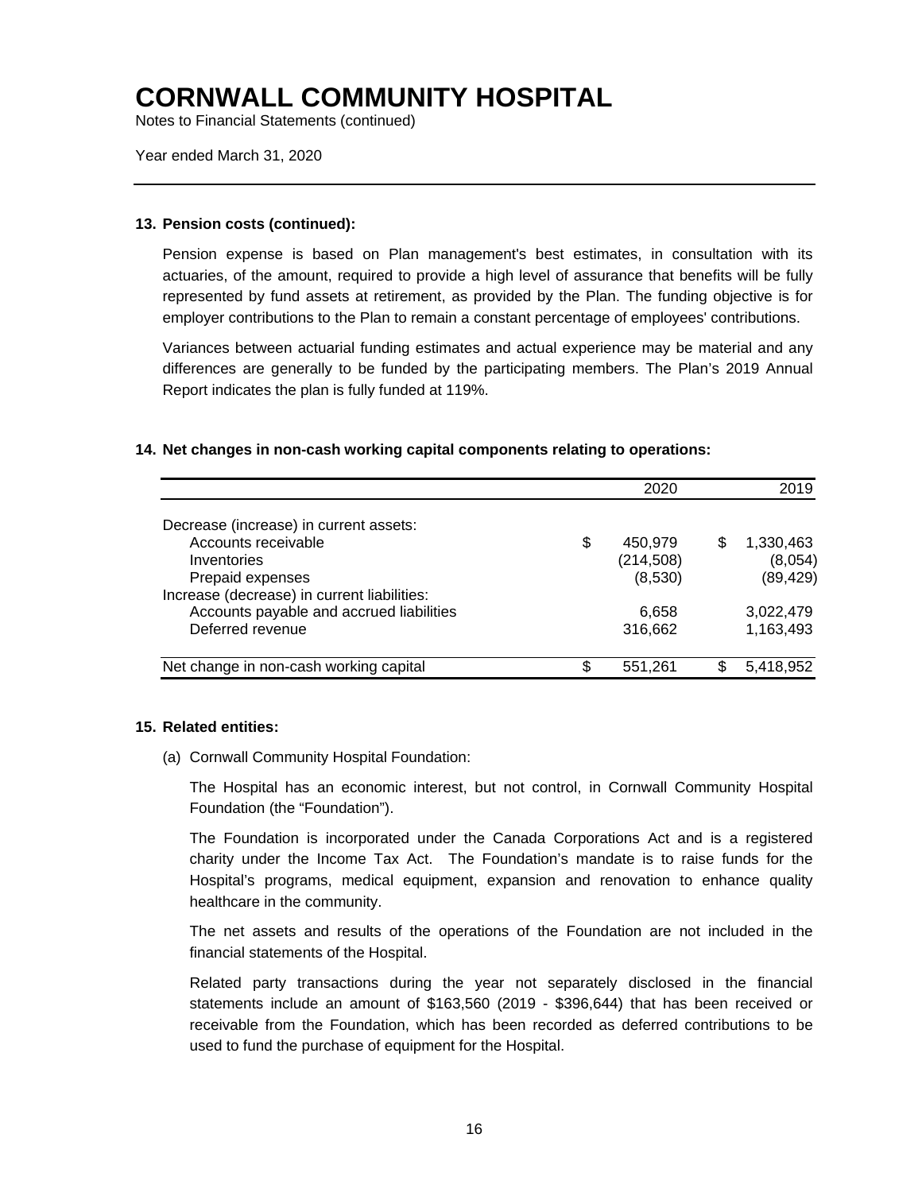# CORNWALL COMMUNITY HOSPITAL

Notes to Financial Statements (continued)

Year ended March 31, 2020

---

**13. Pension costs (continued):**

Pension expense is based on Plan management's best estimates, in consultation with its actuaries, of the amount, required to provide a high level of assurance that benefits will be fully represented by fund assets at retirement, as provided by the Plan. The funding objective is for employer contributions to the Plan to remain a constant percentage of employees' contributions.

Variances between actuarial funding estimates and actual experience may be material and any differences are generally to be funded by the participating members. The Plan's 2019 Annual Report indicates the plan is fully funded at 119%.

**14. Net changes in non-cash working capital components relating to operations:**

| | 2020 | 2019 |
|---|---:|---:|
| Decrease (increase) in current assets: | | |
| Accounts receivable | $ 450,979 | $ 1,330,463 |
| Inventories | (214,508) | (8,054) |
| Prepaid expenses | (8,530) | (89,429) |
| Increase (decrease) in current liabilities: | | |
| Accounts payable and accrued liabilities | 6,658 | 3,022,479 |
| Deferred revenue | 316,662 | 1,163,493 |
| Net change in non-cash working capital | $ 551,261 | $ 5,418,952 |

**15. Related entities:**

(a) Cornwall Community Hospital Foundation:

The Hospital has an economic interest, but not control, in Cornwall Community Hospital Foundation (the "Foundation").

The Foundation is incorporated under the Canada Corporations Act and is a registered charity under the Income Tax Act. The Foundation's mandate is to raise funds for the Hospital's programs, medical equipment, expansion and renovation to enhance quality healthcare in the community.

The net assets and results of the operations of the Foundation are not included in the financial statements of the Hospital.

Related party transactions during the year not separately disclosed in the financial statements include an amount of $163,560 (2019 - $396,644) that has been received or receivable from the Foundation, which has been recorded as deferred contributions to be used to fund the purchase of equipment for the Hospital.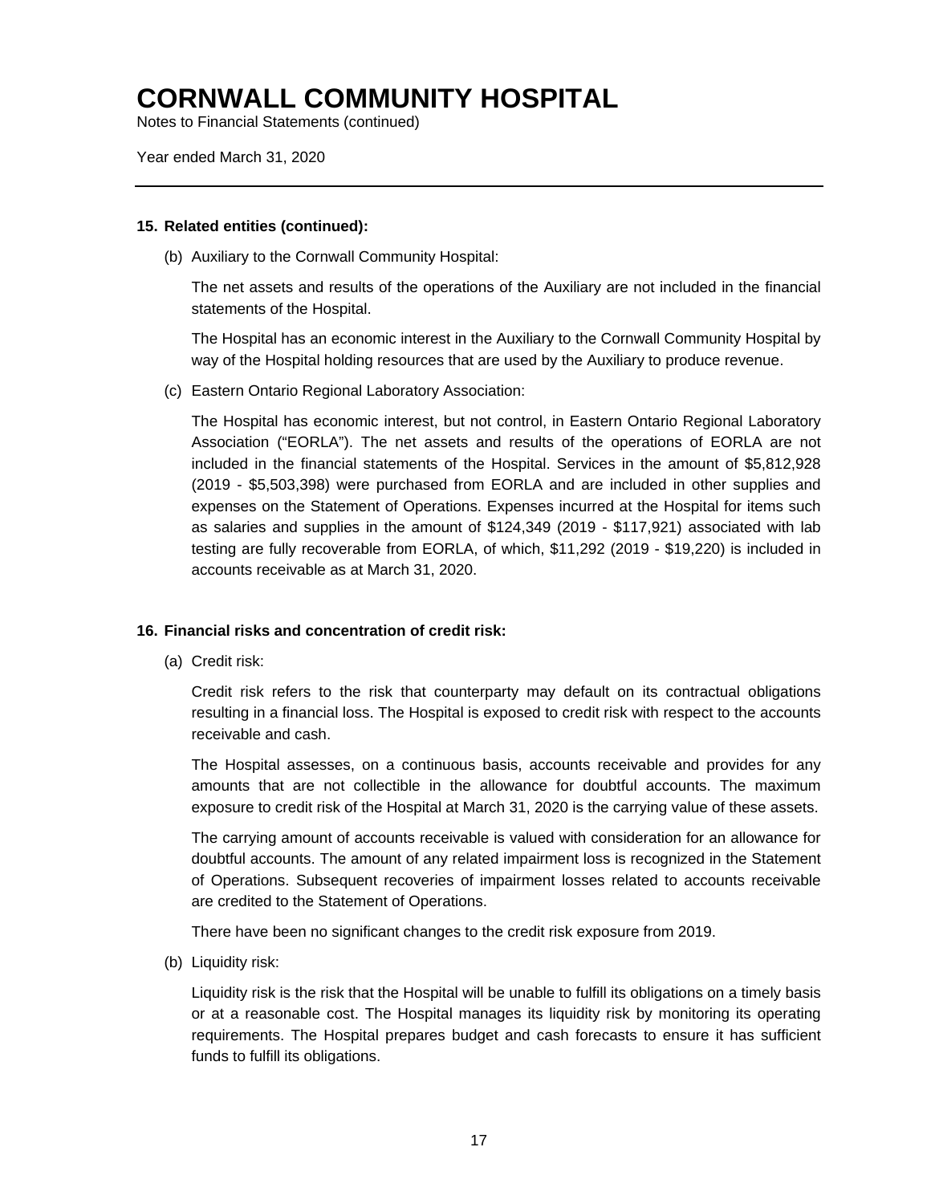# CORNWALL COMMUNITY HOSPITAL

Notes to Financial Statements (continued)

Year ended March 31, 2020

**15. Related entities (continued):**

(b) Auxiliary to the Cornwall Community Hospital:

The net assets and results of the operations of the Auxiliary are not included in the financial statements of the Hospital.

The Hospital has an economic interest in the Auxiliary to the Cornwall Community Hospital by way of the Hospital holding resources that are used by the Auxiliary to produce revenue.

(c) Eastern Ontario Regional Laboratory Association:

The Hospital has economic interest, but not control, in Eastern Ontario Regional Laboratory Association ("EORLA"). The net assets and results of the operations of EORLA are not included in the financial statements of the Hospital. Services in the amount of $5,812,928 (2019 - $5,503,398) were purchased from EORLA and are included in other supplies and expenses on the Statement of Operations. Expenses incurred at the Hospital for items such as salaries and supplies in the amount of $124,349 (2019 - $117,921) associated with lab testing are fully recoverable from EORLA, of which, $11,292 (2019 - $19,220) is included in accounts receivable as at March 31, 2020.

**16. Financial risks and concentration of credit risk:**

(a) Credit risk:

Credit risk refers to the risk that counterparty may default on its contractual obligations resulting in a financial loss. The Hospital is exposed to credit risk with respect to the accounts receivable and cash.

The Hospital assesses, on a continuous basis, accounts receivable and provides for any amounts that are not collectible in the allowance for doubtful accounts. The maximum exposure to credit risk of the Hospital at March 31, 2020 is the carrying value of these assets.

The carrying amount of accounts receivable is valued with consideration for an allowance for doubtful accounts. The amount of any related impairment loss is recognized in the Statement of Operations. Subsequent recoveries of impairment losses related to accounts receivable are credited to the Statement of Operations.

There have been no significant changes to the credit risk exposure from 2019.

(b) Liquidity risk:

Liquidity risk is the risk that the Hospital will be unable to fulfill its obligations on a timely basis or at a reasonable cost. The Hospital manages its liquidity risk by monitoring its operating requirements. The Hospital prepares budget and cash forecasts to ensure it has sufficient funds to fulfill its obligations.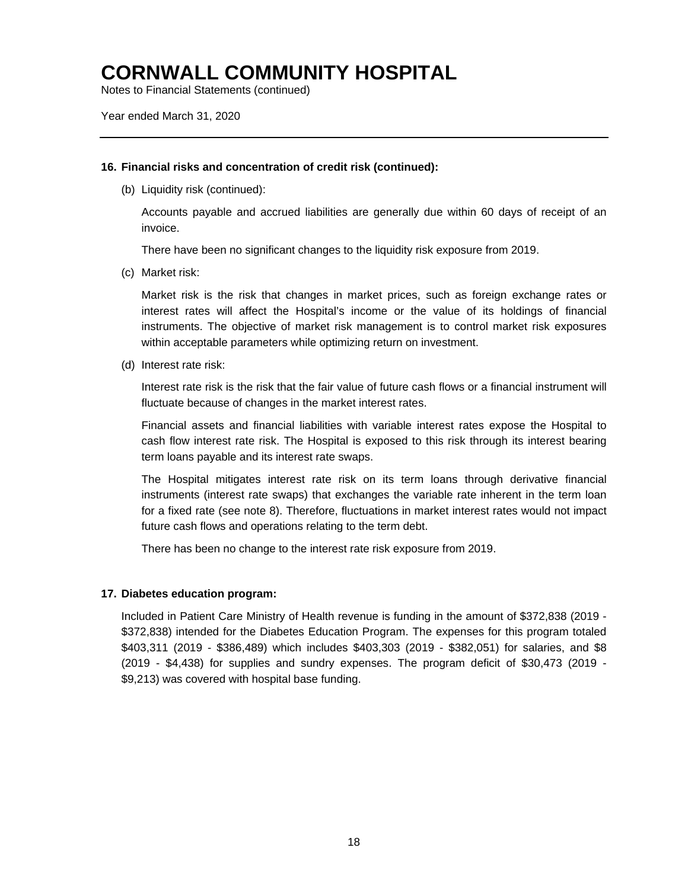## 16. Financial risks and concentration of credit risk (continued):

(b) Liquidity risk (continued):

Accounts payable and accrued liabilities are generally due within 60 days of receipt of an invoice.

There have been no significant changes to the liquidity risk exposure from 2019.

(c) Market risk:

Market risk is the risk that changes in market prices, such as foreign exchange rates or interest rates will affect the Hospital's income or the value of its holdings of financial instruments. The objective of market risk management is to control market risk exposures within acceptable parameters while optimizing return on investment.

(d) Interest rate risk:

Interest rate risk is the risk that the fair value of future cash flows or a financial instrument will fluctuate because of changes in the market interest rates.

Financial assets and financial liabilities with variable interest rates expose the Hospital to cash flow interest rate risk. The Hospital is exposed to this risk through its interest bearing term loans payable and its interest rate swaps.

The Hospital mitigates interest rate risk on its term loans through derivative financial instruments (interest rate swaps) that exchanges the variable rate inherent in the term loan for a fixed rate (see note 8). Therefore, fluctuations in market interest rates would not impact future cash flows and operations relating to the term debt.

There has been no change to the interest rate risk exposure from 2019.

## 17. Diabetes education program:

Included in Patient Care Ministry of Health revenue is funding in the amount of $372,838 (2019 - $372,838) intended for the Diabetes Education Program. The expenses for this program totaled $403,311 (2019 - $386,489) which includes $403,303 (2019 - $382,051) for salaries, and $8 (2019 - $4,438) for supplies and sundry expenses. The program deficit of $30,473 (2019 - $9,213) was covered with hospital base funding.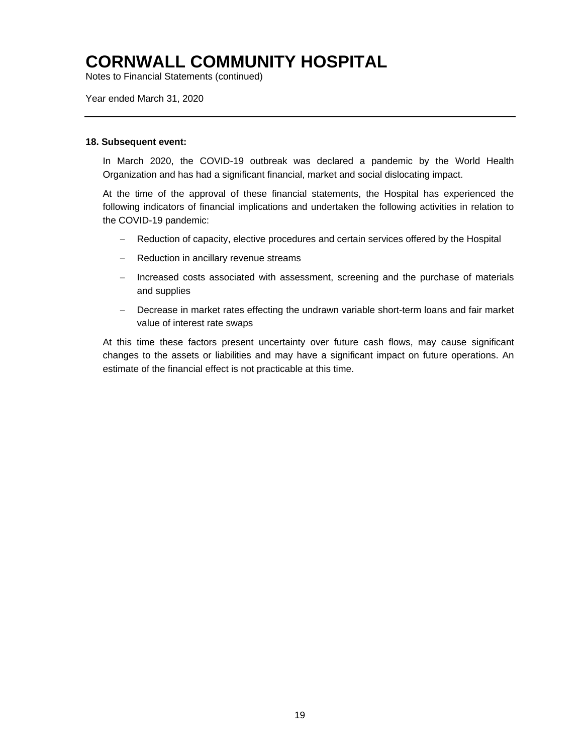# CORNWALL COMMUNITY HOSPITAL

Notes to Financial Statements (continued)

Year ended March 31, 2020

---

**18. Subsequent event:**

In March 2020, the COVID-19 outbreak was declared a pandemic by the World Health Organization and has had a significant financial, market and social dislocating impact.

At the time of the approval of these financial statements, the Hospital has experienced the following indicators of financial implications and undertaken the following activities in relation to the COVID-19 pandemic:

- Reduction of capacity, elective procedures and certain services offered by the Hospital
- Reduction in ancillary revenue streams
- Increased costs associated with assessment, screening and the purchase of materials and supplies
- Decrease in market rates effecting the undrawn variable short-term loans and fair market value of interest rate swaps

At this time these factors present uncertainty over future cash flows, may cause significant changes to the assets or liabilities and may have a significant impact on future operations. An estimate of the financial effect is not practicable at this time.